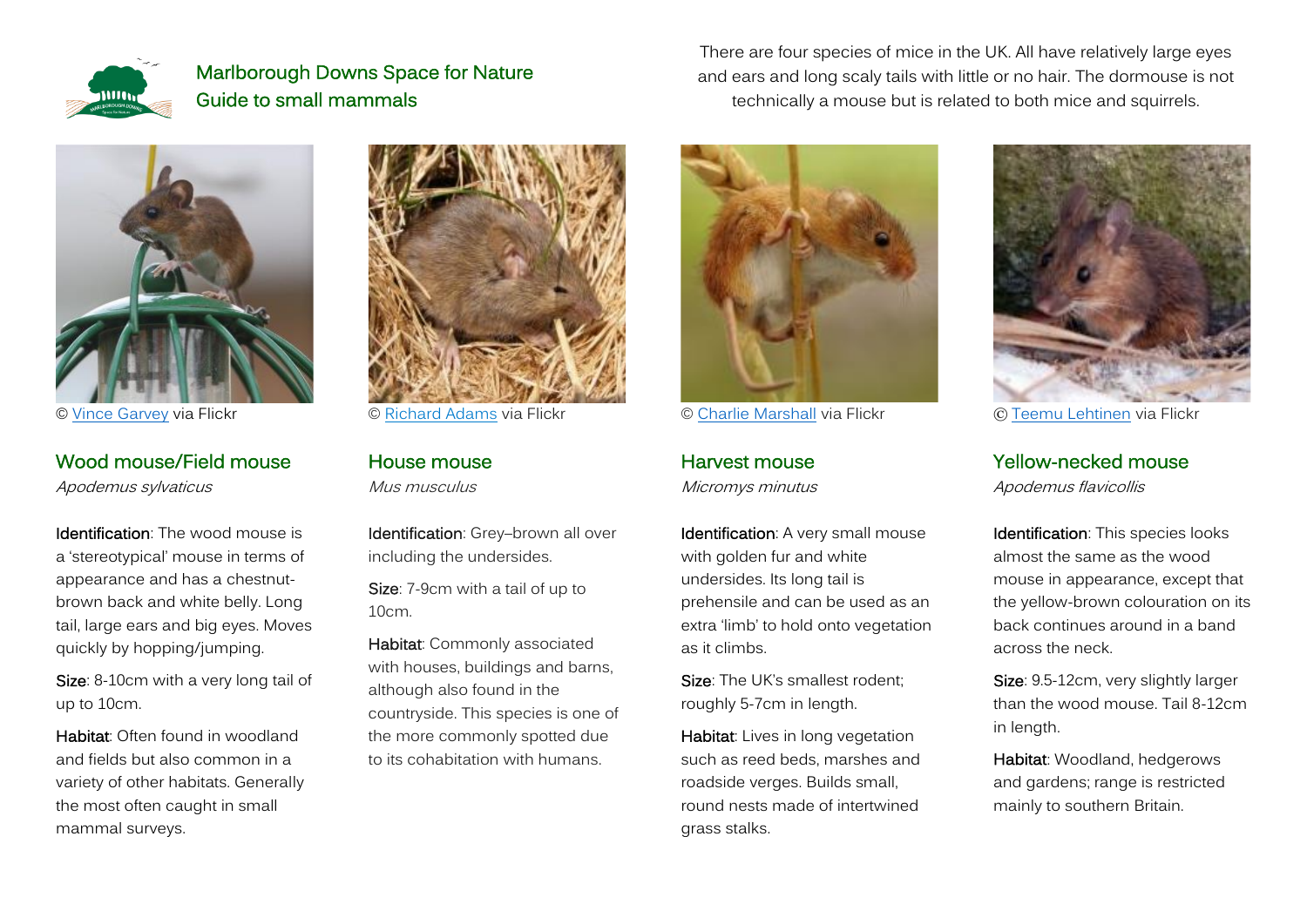# Marlborough Downs Space for Nature
## Guide to small mammals

There are four species of mice in the UK. All have relatively large eyes and ears and long scaly tails with little or no hair. The dormouse is not technically a mouse but is related to both mice and squirrels.

© Vince Garvey via Flickr

### Wood mouse/Field mouse

*Apodemus sylvaticus*

**Identification**: The wood mouse is a 'stereotypical' mouse in terms of appearance and has a chestnut-brown back and white belly. Long tail, large ears and big eyes. Moves quickly by hopping/jumping.

**Size**: 8-10cm with a very long tail of up to 10cm.

**Habitat**: Often found in woodland and fields but also common in a variety of other habitats. Generally the most often caught in small mammal surveys.

© Richard Adams via Flickr

### House mouse

*Mus musculus*

**Identification**: Grey–brown all over including the undersides.

**Size**: 7-9cm with a tail of up to 10cm.

**Habitat**: Commonly associated with houses, buildings and barns, although also found in the countryside. This species is one of the more commonly spotted due to its cohabitation with humans.

© Charlie Marshall via Flickr

### Harvest mouse

*Micromys minutus*

**Identification**: A very small mouse with golden fur and white undersides. Its long tail is prehensile and can be used as an extra 'limb' to hold onto vegetation as it climbs.

**Size**: The UK's smallest rodent; roughly 5-7cm in length.

**Habitat**: Lives in long vegetation such as reed beds, marshes and roadside verges. Builds small, round nests made of intertwined grass stalks.

© Teemu Lehtinen via Flickr

### Yellow-necked mouse

*Apodemus flavicollis*

**Identification**: This species looks almost the same as the wood mouse in appearance, except that the yellow-brown colouration on its back continues around in a band across the neck.

**Size**: 9.5-12cm, very slightly larger than the wood mouse. Tail 8-12cm in length.

**Habitat**: Woodland, hedgerows and gardens; range is restricted mainly to southern Britain.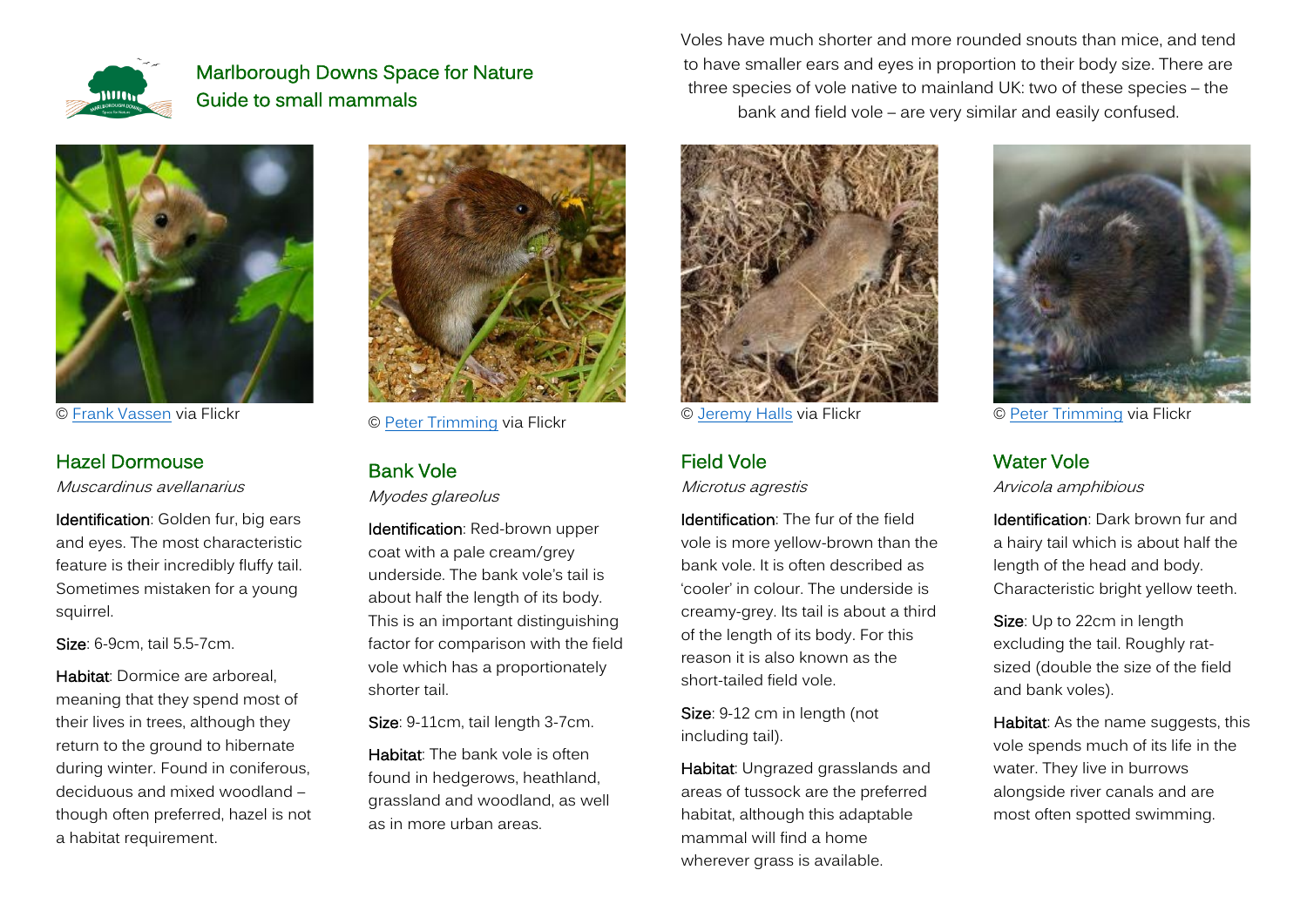# Marlborough Downs Space for Nature Guide to small mammals

Voles have much shorter and more rounded snouts than mice, and tend to have smaller ears and eyes in proportion to their body size. There are three species of vole native to mainland UK: two of these species – the bank and field vole – are very similar and easily confused.

© Frank Vassen via Flickr

## Hazel Dormouse

*Muscardinus avellanarius*

**Identification**: Golden fur, big ears and eyes. The most characteristic feature is their incredibly fluffy tail. Sometimes mistaken for a young squirrel.

**Size**: 6-9cm, tail 5.5-7cm.

**Habitat**: Dormice are arboreal, meaning that they spend most of their lives in trees, although they return to the ground to hibernate during winter. Found in coniferous, deciduous and mixed woodland – though often preferred, hazel is not a habitat requirement.

© Peter Trimming via Flickr

## Bank Vole

*Myodes glareolus*

**Identification**: Red-brown upper coat with a pale cream/grey underside. The bank vole's tail is about half the length of its body. This is an important distinguishing factor for comparison with the field vole which has a proportionately shorter tail.

**Size**: 9-11cm, tail length 3-7cm.

**Habitat**: The bank vole is often found in hedgerows, heathland, grassland and woodland, as well as in more urban areas.

© Jeremy Halls via Flickr

## Field Vole

*Microtus agrestis*

**Identification**: The fur of the field vole is more yellow-brown than the bank vole. It is often described as 'cooler' in colour. The underside is creamy-grey. Its tail is about a third of the length of its body. For this reason it is also known as the short-tailed field vole.

**Size**: 9-12 cm in length (not including tail).

**Habitat**: Ungrazed grasslands and areas of tussock are the preferred habitat, although this adaptable mammal will find a home wherever grass is available.

© Peter Trimming via Flickr

## Water Vole

*Arvicola amphibious*

**Identification**: Dark brown fur and a hairy tail which is about half the length of the head and body. Characteristic bright yellow teeth.

**Size**: Up to 22cm in length excluding the tail. Roughly rat-sized (double the size of the field and bank voles).

**Habitat**: As the name suggests, this vole spends much of its life in the water. They live in burrows alongside river canals and are most often spotted swimming.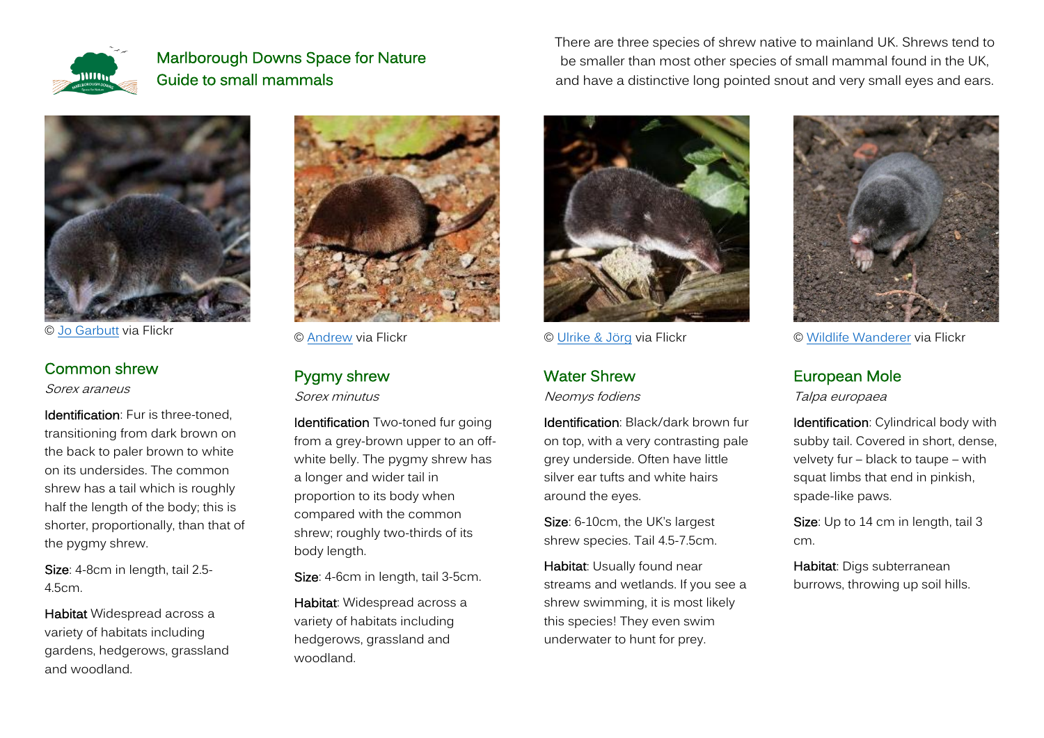# Marlborough Downs Space for Nature Guide to small mammals

There are three species of shrew native to mainland UK. Shrews tend to be smaller than most other species of small mammal found in the UK, and have a distinctive long pointed snout and very small eyes and ears.

© Jo Garbutt via Flickr

## Common shrew

*Sorex araneus*

**Identification**: Fur is three-toned, transitioning from dark brown on the back to paler brown to white on its undersides. The common shrew has a tail which is roughly half the length of the body; this is shorter, proportionally, than that of the pygmy shrew.

**Size**: 4-8cm in length, tail 2.5-4.5cm.

**Habitat** Widespread across a variety of habitats including gardens, hedgerows, grassland and woodland.

© Andrew via Flickr

## Pygmy shrew

*Sorex minutus*

**Identification** Two-toned fur going from a grey-brown upper to an off-white belly. The pygmy shrew has a longer and wider tail in proportion to its body when compared with the common shrew; roughly two-thirds of its body length.

**Size**: 4-6cm in length, tail 3-5cm.

**Habitat**: Widespread across a variety of habitats including hedgerows, grassland and woodland.

© Ulrike & Jörg via Flickr

## Water Shrew

*Neomys fodiens*

**Identification**: Black/dark brown fur on top, with a very contrasting pale grey underside. Often have little silver ear tufts and white hairs around the eyes.

**Size**: 6-10cm, the UK's largest shrew species. Tail 4.5-7.5cm.

**Habitat**: Usually found near streams and wetlands. If you see a shrew swimming, it is most likely this species! They even swim underwater to hunt for prey.

© Wildlife Wanderer via Flickr

## European Mole

*Talpa europaea*

**Identification**: Cylindrical body with subby tail. Covered in short, dense, velvety fur – black to taupe – with squat limbs that end in pinkish, spade-like paws.

**Size**: Up to 14 cm in length, tail 3 cm.

**Habitat**: Digs subterranean burrows, throwing up soil hills.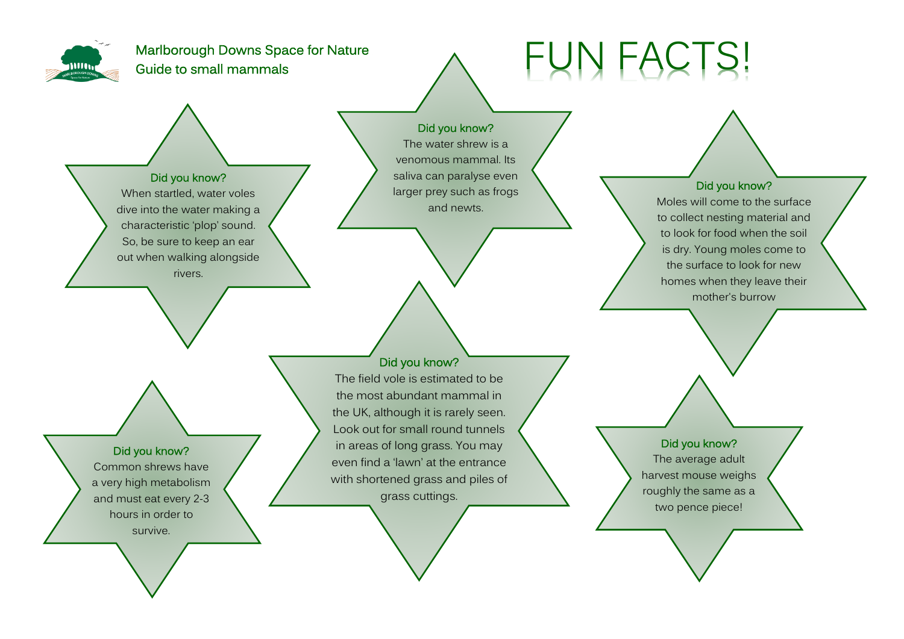Marlborough Downs Space for Nature
Guide to small mammals

# FUN FACTS!

**Did you know?**
When startled, water voles dive into the water making a characteristic 'plop' sound. So, be sure to keep an ear out when walking alongside rivers.

**Did you know?**
The water shrew is a venomous mammal. Its saliva can paralyse even larger prey such as frogs and newts.

**Did you know?**
Moles will come to the surface to collect nesting material and to look for food when the soil is dry. Young moles come to the surface to look for new homes when they leave their mother's burrow

**Did you know?**
The field vole is estimated to be the most abundant mammal in the UK, although it is rarely seen. Look out for small round tunnels in areas of long grass. You may even find a 'lawn' at the entrance with shortened grass and piles of grass cuttings.

**Did you know?**
Common shrews have a very high metabolism and must eat every 2-3 hours in order to survive.

**Did you know?**
The average adult harvest mouse weighs roughly the same as a two pence piece!